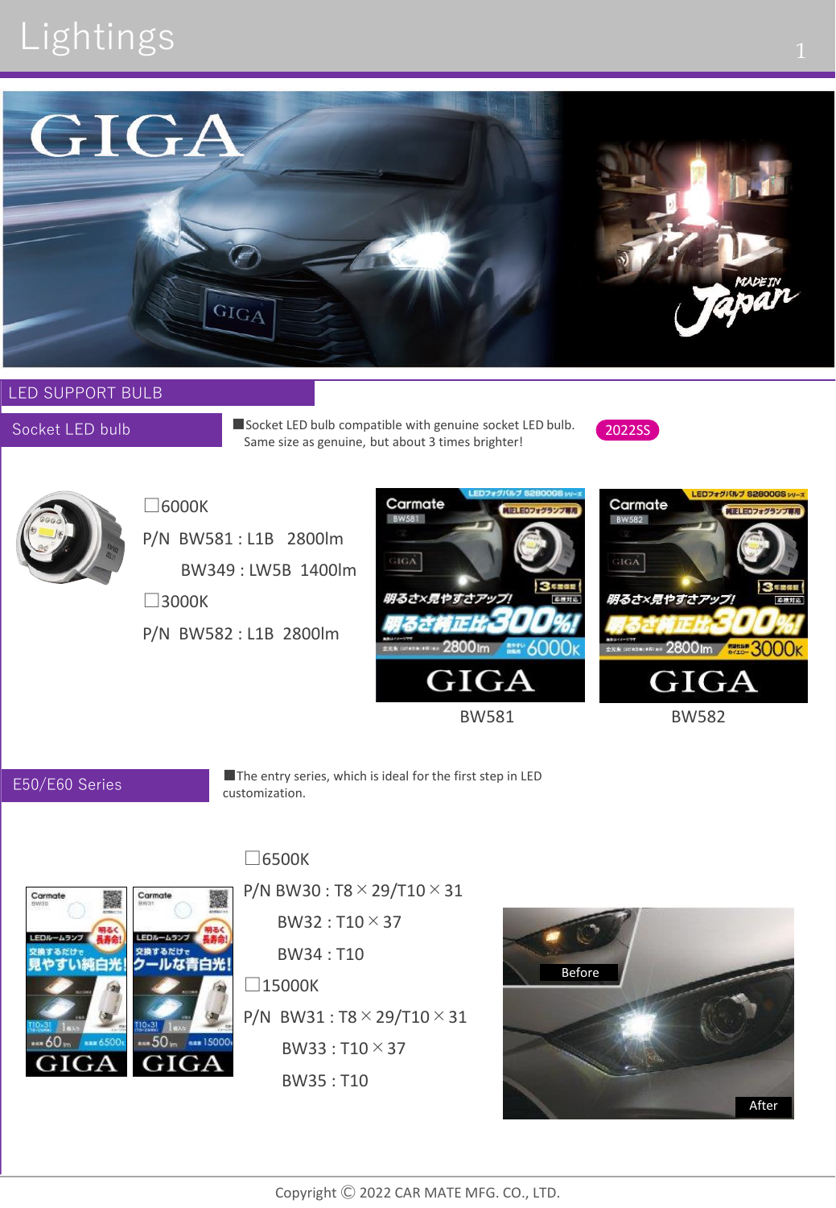# Lightings

## LED SUPPORT BULB

### Socket LED bulb

■Socket LED bulb compatible with genuine socket LED bulb. Same size as genuine, but about 3 times brighter!

2022SS

□6000K

P/N BW581 : L1B 2800lm

BW349 : LW5B 1400lm

□3000K

P/N BW582 : L1B 2800lm

BW581

BW582

### E50/E60 Series

■The entry series, which is ideal for the first step in LED customization.

□6500K

P/N BW30 : T8 × 29/T10 × 31

BW32 : T10 × 37

BW34 : T10

□15000K

P/N BW31 : T8 × 29/T10 × 31

BW33 : T10 × 37

BW35 : T10

Before

After

Copyright © 2022 CAR MATE MFG. CO., LTD.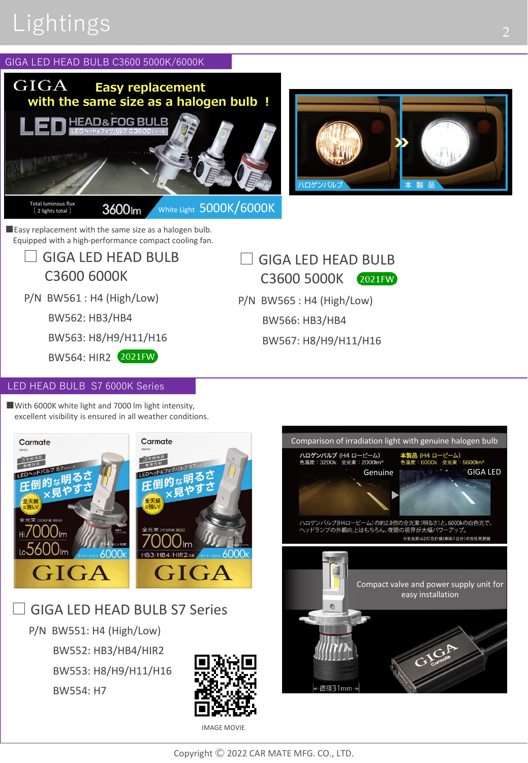# Lightings

## GIGA LED HEAD BULB C3600 5000K/6000K

■Easy replacement with the same size as a halogen bulb.
Equipped with a high-performance compact cooling fan.

☐ GIGA LED HEAD BULB C3600 6000K

P/N BW561 : H4 (High/Low)
BW562: HB3/HB4
BW563: H8/H9/H11/H16
BW564: HIR2 2021FW

☐ GIGA LED HEAD BULB C3600 5000K 2021FW

P/N BW565 : H4 (High/Low)
BW566: HB3/HB4
BW567: H8/H9/H11/H16

## LED HEAD BULB S7 6000K Series

■With 6000K white light and 7000 lm light intensity,
excellent visibility is ensured in all weather conditions.

☐ GIGA LED HEAD BULB S7 Series

P/N BW551: H4 (High/Low)
BW552: HB3/HB4/HIR2
BW553: H8/H9/H11/H16
BW554: H7

IMAGE MOVIE

Copyright Ⓒ 2022 CAR MATE MFG. CO., LTD.